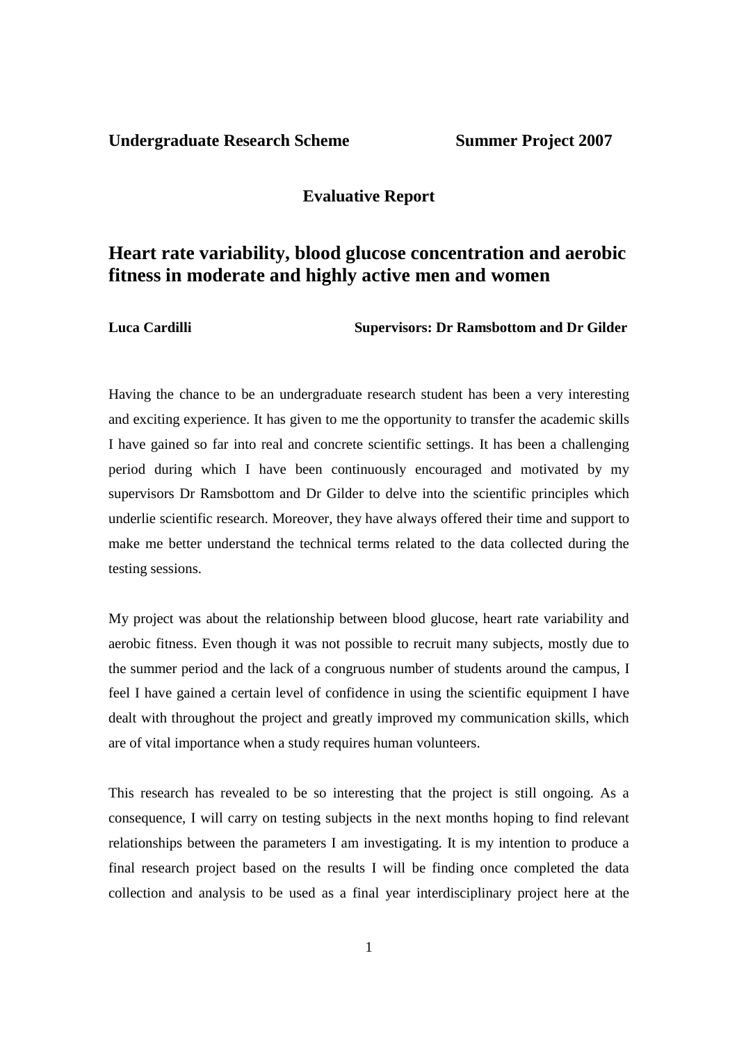**Undergraduate Research Scheme** **Summer Project 2007**

**Evaluative Report**

# Heart rate variability, blood glucose concentration and aerobic fitness in moderate and highly active men and women

**Luca Cardilli** **Supervisors: Dr Ramsbottom and Dr Gilder**

Having the chance to be an undergraduate research student has been a very interesting and exciting experience. It has given to me the opportunity to transfer the academic skills I have gained so far into real and concrete scientific settings. It has been a challenging period during which I have been continuously encouraged and motivated by my supervisors Dr Ramsbottom and Dr Gilder to delve into the scientific principles which underlie scientific research. Moreover, they have always offered their time and support to make me better understand the technical terms related to the data collected during the testing sessions.

My project was about the relationship between blood glucose, heart rate variability and aerobic fitness. Even though it was not possible to recruit many subjects, mostly due to the summer period and the lack of a congruous number of students around the campus, I feel I have gained a certain level of confidence in using the scientific equipment I have dealt with throughout the project and greatly improved my communication skills, which are of vital importance when a study requires human volunteers.

This research has revealed to be so interesting that the project is still ongoing. As a consequence, I will carry on testing subjects in the next months hoping to find relevant relationships between the parameters I am investigating. It is my intention to produce a final research project based on the results I will be finding once completed the data collection and analysis to be used as a final year interdisciplinary project here at the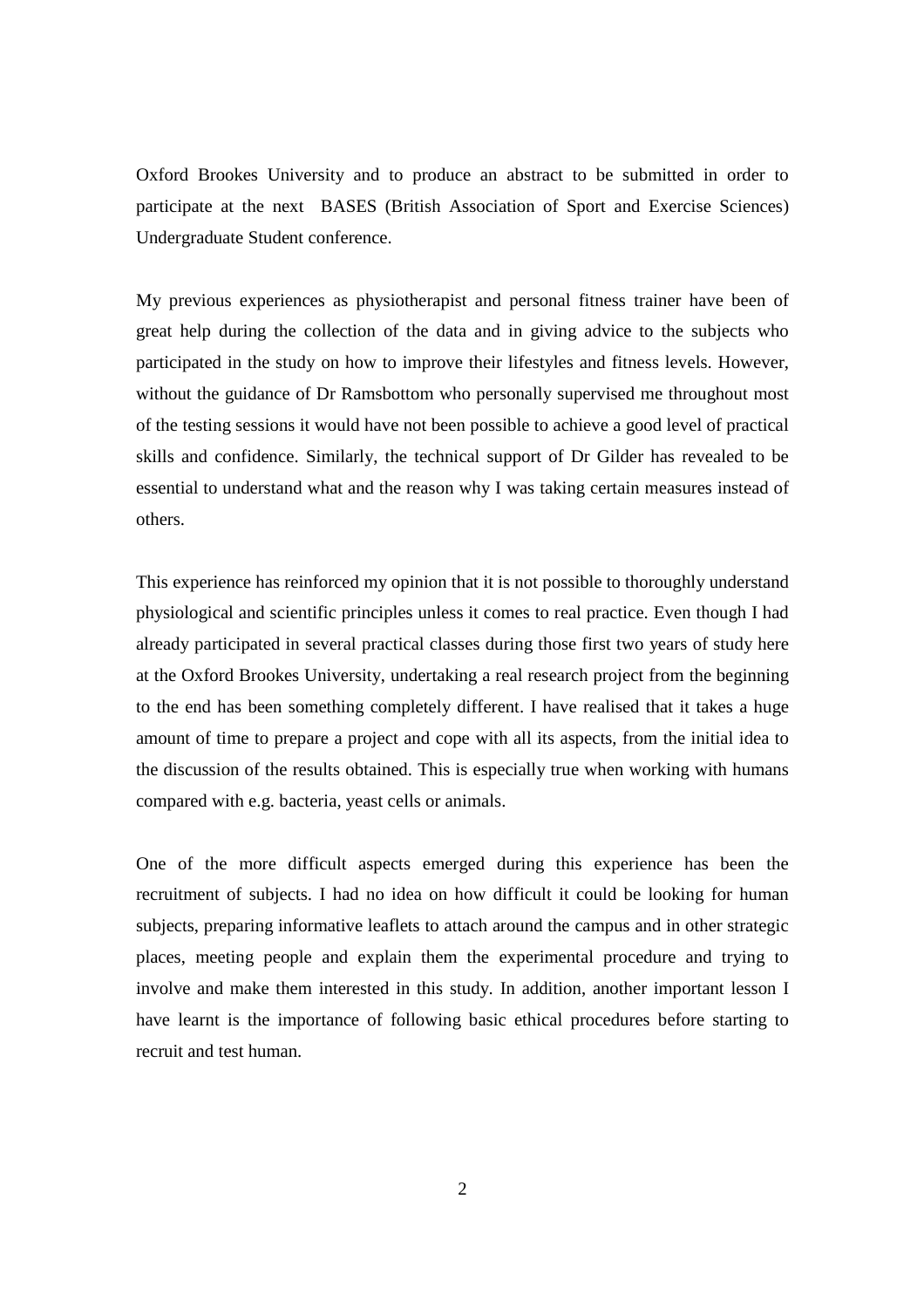Oxford Brookes University and to produce an abstract to be submitted in order to participate at the next BASES (British Association of Sport and Exercise Sciences) Undergraduate Student conference.

My previous experiences as physiotherapist and personal fitness trainer have been of great help during the collection of the data and in giving advice to the subjects who participated in the study on how to improve their lifestyles and fitness levels. However, without the guidance of Dr Ramsbottom who personally supervised me throughout most of the testing sessions it would have not been possible to achieve a good level of practical skills and confidence. Similarly, the technical support of Dr Gilder has revealed to be essential to understand what and the reason why I was taking certain measures instead of others.

This experience has reinforced my opinion that it is not possible to thoroughly understand physiological and scientific principles unless it comes to real practice. Even though I had already participated in several practical classes during those first two years of study here at the Oxford Brookes University, undertaking a real research project from the beginning to the end has been something completely different. I have realised that it takes a huge amount of time to prepare a project and cope with all its aspects, from the initial idea to the discussion of the results obtained. This is especially true when working with humans compared with e.g. bacteria, yeast cells or animals.

One of the more difficult aspects emerged during this experience has been the recruitment of subjects. I had no idea on how difficult it could be looking for human subjects, preparing informative leaflets to attach around the campus and in other strategic places, meeting people and explain them the experimental procedure and trying to involve and make them interested in this study. In addition, another important lesson I have learnt is the importance of following basic ethical procedures before starting to recruit and test human.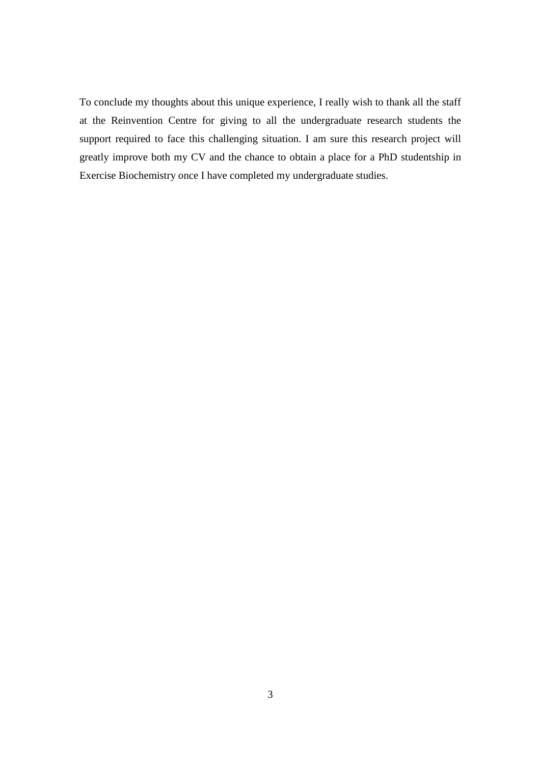To conclude my thoughts about this unique experience, I really wish to thank all the staff at the Reinvention Centre for giving to all the undergraduate research students the support required to face this challenging situation. I am sure this research project will greatly improve both my CV and the chance to obtain a place for a PhD studentship in Exercise Biochemistry once I have completed my undergraduate studies.